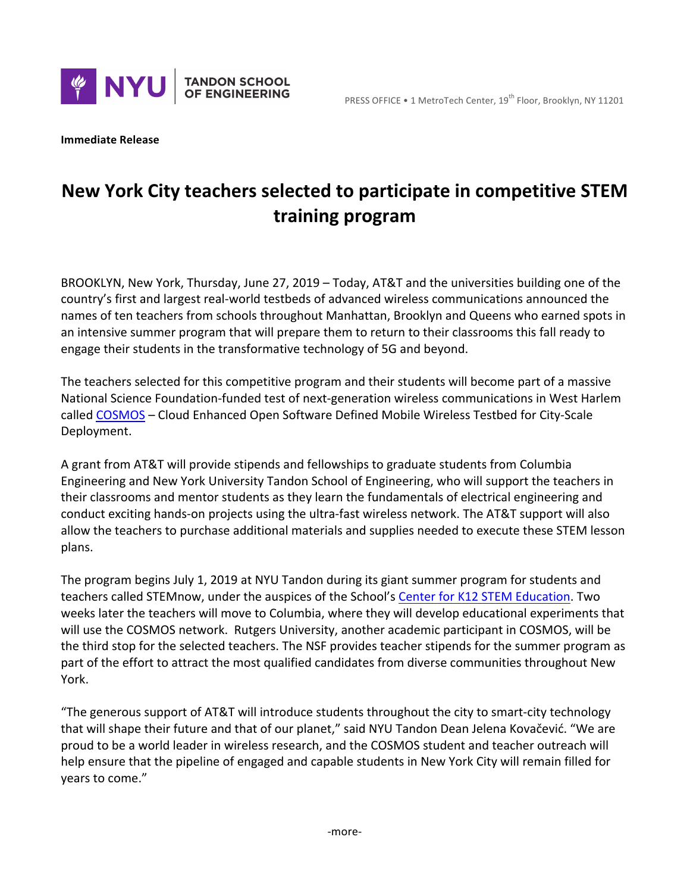NYU TANDON SCHOOL OF ENGINEERING

PRESS OFFICE • 1 MetroTech Center, 19th Floor, Brooklyn, NY 11201

**Immediate Release**

# New York City teachers selected to participate in competitive STEM training program

BROOKLYN, New York, Thursday, June 27, 2019 – Today, AT&T and the universities building one of the country's first and largest real-world testbeds of advanced wireless communications announced the names of ten teachers from schools throughout Manhattan, Brooklyn and Queens who earned spots in an intensive summer program that will prepare them to return to their classrooms this fall ready to engage their students in the transformative technology of 5G and beyond.

The teachers selected for this competitive program and their students will become part of a massive National Science Foundation-funded test of next-generation wireless communications in West Harlem called COSMOS – Cloud Enhanced Open Software Defined Mobile Wireless Testbed for City-Scale Deployment.

A grant from AT&T will provide stipends and fellowships to graduate students from Columbia Engineering and New York University Tandon School of Engineering, who will support the teachers in their classrooms and mentor students as they learn the fundamentals of electrical engineering and conduct exciting hands-on projects using the ultra-fast wireless network. The AT&T support will also allow the teachers to purchase additional materials and supplies needed to execute these STEM lesson plans.

The program begins July 1, 2019 at NYU Tandon during its giant summer program for students and teachers called STEMnow, under the auspices of the School's Center for K12 STEM Education. Two weeks later the teachers will move to Columbia, where they will develop educational experiments that will use the COSMOS network. Rutgers University, another academic participant in COSMOS, will be the third stop for the selected teachers. The NSF provides teacher stipends for the summer program as part of the effort to attract the most qualified candidates from diverse communities throughout New York.

"The generous support of AT&T will introduce students throughout the city to smart-city technology that will shape their future and that of our planet," said NYU Tandon Dean Jelena Kovačević. "We are proud to be a world leader in wireless research, and the COSMOS student and teacher outreach will help ensure that the pipeline of engaged and capable students in New York City will remain filled for years to come."

-more-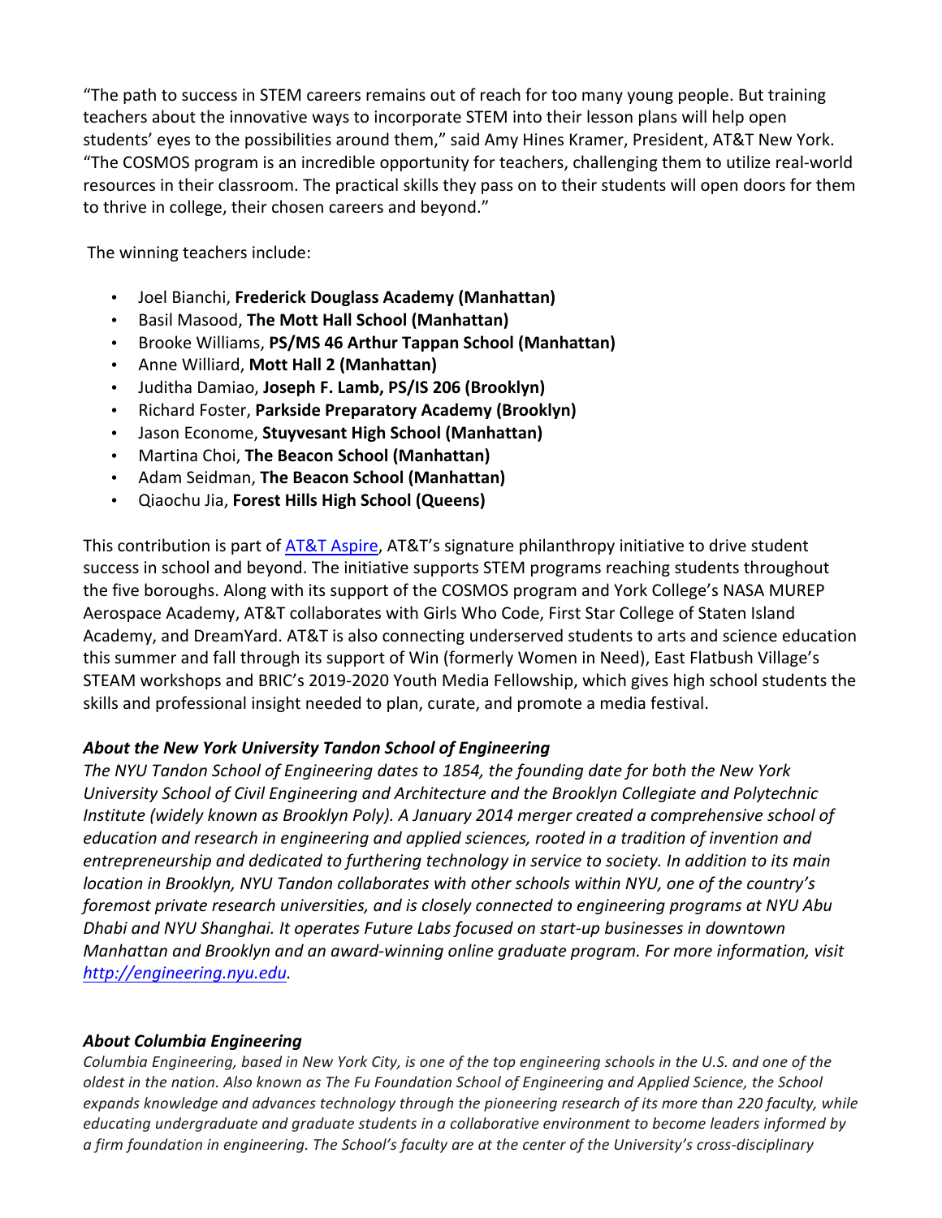"The path to success in STEM careers remains out of reach for too many young people. But training teachers about the innovative ways to incorporate STEM into their lesson plans will help open students' eyes to the possibilities around them," said Amy Hines Kramer, President, AT&T New York. "The COSMOS program is an incredible opportunity for teachers, challenging them to utilize real-world resources in their classroom. The practical skills they pass on to their students will open doors for them to thrive in college, their chosen careers and beyond."

The winning teachers include:

- Joel Bianchi, **Frederick Douglass Academy (Manhattan)**
- Basil Masood, **The Mott Hall School (Manhattan)**
- Brooke Williams, **PS/MS 46 Arthur Tappan School (Manhattan)**
- Anne Williard, **Mott Hall 2 (Manhattan)**
- Juditha Damiao, **Joseph F. Lamb, PS/IS 206 (Brooklyn)**
- Richard Foster, **Parkside Preparatory Academy (Brooklyn)**
- Jason Econome, **Stuyvesant High School (Manhattan)**
- Martina Choi, **The Beacon School (Manhattan)**
- Adam Seidman, **The Beacon School (Manhattan)**
- Qiaochu Jia, **Forest Hills High School (Queens)**

This contribution is part of AT&T Aspire, AT&T's signature philanthropy initiative to drive student success in school and beyond. The initiative supports STEM programs reaching students throughout the five boroughs. Along with its support of the COSMOS program and York College's NASA MUREP Aerospace Academy, AT&T collaborates with Girls Who Code, First Star College of Staten Island Academy, and DreamYard. AT&T is also connecting underserved students to arts and science education this summer and fall through its support of Win (formerly Women in Need), East Flatbush Village's STEAM workshops and BRIC's 2019-2020 Youth Media Fellowship, which gives high school students the skills and professional insight needed to plan, curate, and promote a media festival.

### *About the New York University Tandon School of Engineering*

*The NYU Tandon School of Engineering dates to 1854, the founding date for both the New York University School of Civil Engineering and Architecture and the Brooklyn Collegiate and Polytechnic Institute (widely known as Brooklyn Poly). A January 2014 merger created a comprehensive school of education and research in engineering and applied sciences, rooted in a tradition of invention and entrepreneurship and dedicated to furthering technology in service to society. In addition to its main location in Brooklyn, NYU Tandon collaborates with other schools within NYU, one of the country's foremost private research universities, and is closely connected to engineering programs at NYU Abu Dhabi and NYU Shanghai. It operates Future Labs focused on start-up businesses in downtown Manhattan and Brooklyn and an award-winning online graduate program. For more information, visit http://engineering.nyu.edu.*

### *About Columbia Engineering*

*Columbia Engineering, based in New York City, is one of the top engineering schools in the U.S. and one of the oldest in the nation. Also known as The Fu Foundation School of Engineering and Applied Science, the School expands knowledge and advances technology through the pioneering research of its more than 220 faculty, while educating undergraduate and graduate students in a collaborative environment to become leaders informed by a firm foundation in engineering. The School's faculty are at the center of the University's cross-disciplinary*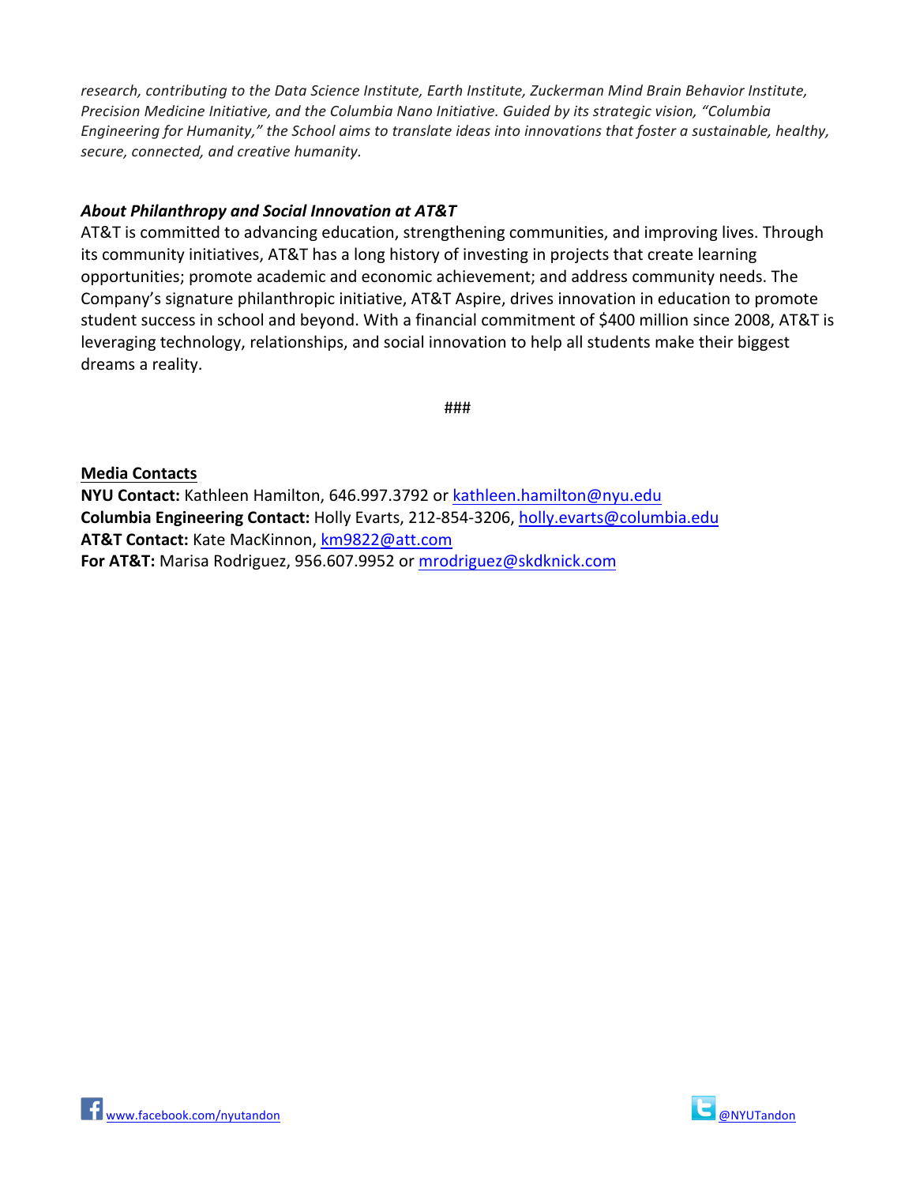*research, contributing to the Data Science Institute, Earth Institute, Zuckerman Mind Brain Behavior Institute, Precision Medicine Initiative, and the Columbia Nano Initiative. Guided by its strategic vision, "Columbia Engineering for Humanity," the School aims to translate ideas into innovations that foster a sustainable, healthy, secure, connected, and creative humanity.*

***About Philanthropy and Social Innovation at AT&T***

AT&T is committed to advancing education, strengthening communities, and improving lives. Through its community initiatives, AT&T has a long history of investing in projects that create learning opportunities; promote academic and economic achievement; and address community needs. The Company's signature philanthropic initiative, AT&T Aspire, drives innovation in education to promote student success in school and beyond. With a financial commitment of $400 million since 2008, AT&T is leveraging technology, relationships, and social innovation to help all students make their biggest dreams a reality.

###

**Media Contacts**

**NYU Contact:** Kathleen Hamilton, 646.997.3792 or kathleen.hamilton@nyu.edu
**Columbia Engineering Contact:** Holly Evarts, 212-854-3206, holly.evarts@columbia.edu
**AT&T Contact:** Kate MacKinnon, km9822@att.com
**For AT&T:** Marisa Rodriguez, 956.607.9952 or mrodriguez@skdknick.com

www.facebook.com/nyutandon @NYUTandon